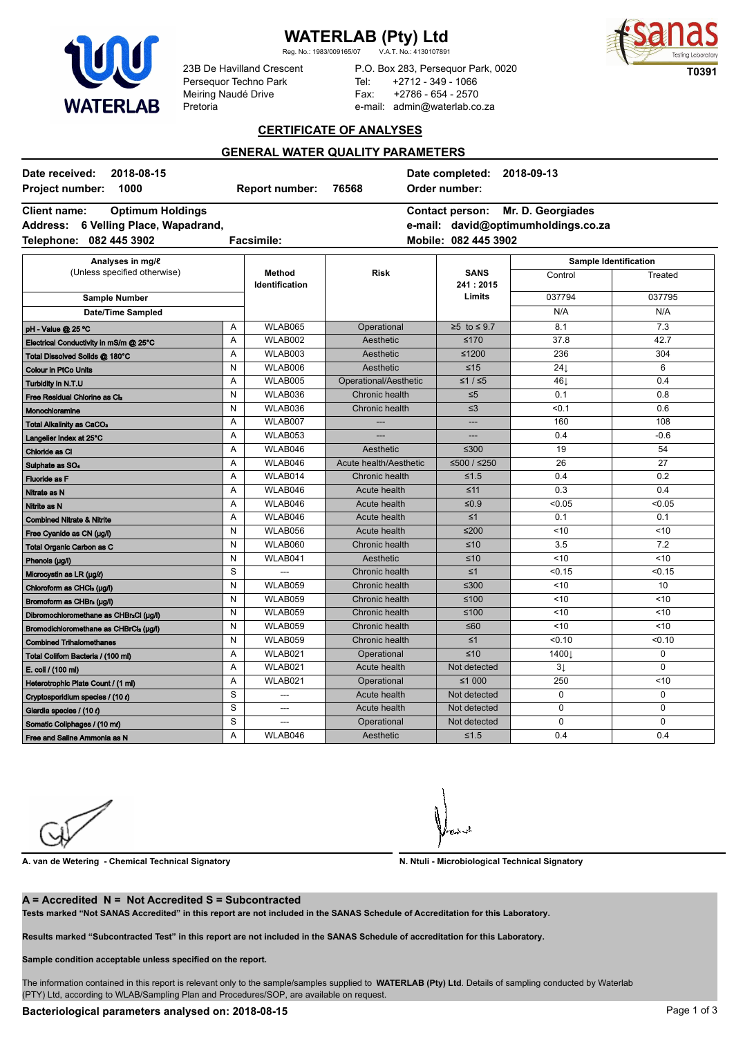# WATERLAB (Pty) Ltd

Reg. No.: 1983/009165/07 V.A.T. No.: 4130107891

23B De Havilland Crescent
Persequor Techno Park
Meiring Naudé Drive
Pretoria

P.O. Box 283, Persequor Park, 0020
Tel: +2712 - 349 - 1066
Fax: +2786 - 654 - 2570
e-mail: admin@waterlab.co.za

T0391

## CERTIFICATE OF ANALYSES

### GENERAL WATER QUALITY PARAMETERS

**Date received:** 2018-08-15 **Date completed:** 2018-09-13
**Project number:** 1000 **Report number:** 76568 **Order number:**

**Client name:** Optimum Holdings **Contact person:** Mr. D. Georgiades
**Address:** 6 Velling Place, Wapadrand, **e-mail:** david@optimumholdings.co.za
**Telephone:** 082 445 3902 **Facsimile:** **Mobile:** 082 445 3902

| Analyses in mg/ℓ (Unless specified otherwise) | | Method Identification | Risk | SANS 241 : 2015 Limits | Sample Identification | |
|---|---|---|---|---|---|---|
| | | | | | Control | Treated |
| Sample Number | | | | | 037794 | 037795 |
| Date/Time Sampled | | | | | N/A | N/A |
| pH - Value @ 25 °C | A | WLAB065 | Operational | ≥5 to ≤ 9.7 | 8.1 | 7.3 |
| Electrical Conductivity in mS/m @ 25°C | A | WLAB002 | Aesthetic | ≤170 | 37.8 | 42.7 |
| Total Dissolved Solids @ 180°C | A | WLAB003 | Aesthetic | ≤1200 | 236 | 304 |
| Colour in PtCo Units | N | WLAB006 | Aesthetic | ≤15 | 24↓ | 6 |
| Turbidity in N.T.U | A | WLAB005 | Operational/Aesthetic | ≤1 / ≤5 | 46↓ | 0.4 |
| Free Residual Chlorine as $Cl_2$ | N | WLAB036 | Chronic health | ≤5 | 0.1 | 0.8 |
| Monochloramine | N | WLAB036 | Chronic health | ≤3 | <0.1 | 0.6 |
| Total Alkalinity as $CaCO_3$ | A | WLAB007 | --- | --- | 160 | 108 |
| Langelier Index at 25°C | A | WLAB053 | --- | --- | 0.4 | -0.6 |
| Chloride as Cl | A | WLAB046 | Aesthetic | ≤300 | 19 | 54 |
| Sulphate as $SO_4$ | A | WLAB046 | Acute health/Aesthetic | ≤500 / ≤250 | 26 | 27 |
| Fluoride as F | A | WLAB014 | Chronic health | ≤1.5 | 0.4 | 0.2 |
| Nitrate as N | A | WLAB046 | Acute health | ≤11 | 0.3 | 0.4 |
| Nitrite as N | A | WLAB046 | Acute health | ≤0.9 | <0.05 | <0.05 |
| Combined Nitrate & Nitrite | A | WLAB046 | Acute health | ≤1 | 0.1 | 0.1 |
| Free Cyanide as CN (µg/l) | N | WLAB056 | Acute health | ≤200 | <10 | <10 |
| Total Organic Carbon as C | N | WLAB060 | Chronic health | ≤10 | 3.5 | 7.2 |
| Phenols (µg/l) | N | WLAB041 | Aesthetic | ≤10 | <10 | <10 |
| Microcystin as LR (µg/ℓ) | S | --- | Chronic health | ≤1 | <0.15 | <0.15 |
| Chloroform as $CHCl_3$ (µg/l) | N | WLAB059 | Chronic health | ≤300 | <10 | 10 |
| Bromoform as $CHBr_3$ (µg/l) | N | WLAB059 | Chronic health | ≤100 | <10 | <10 |
| Dibromochloromethane as $CHBr_2Cl$ (µg/l) | N | WLAB059 | Chronic health | ≤100 | <10 | <10 |
| Bromodichloromethane as $CHBrCl_2$ (µg/l) | N | WLAB059 | Chronic health | ≤60 | <10 | <10 |
| Combined Trihalomethanes | N | WLAB059 | Chronic health | ≤1 | <0.10 | <0.10 |
| Total Coliform Bacteria / (100 ml) | A | WLAB021 | Operational | ≤10 | 1400↓ | 0 |
| E. coli / (100 ml) | A | WLAB021 | Acute health | Not detected | 3↓ | 0 |
| Heterotrophic Plate Count / (1 ml) | A | WLAB021 | Operational | ≤1 000 | 250 | <10 |
| Cryptosporidium species / (10 ℓ) | S | --- | Acute health | Not detected | 0 | 0 |
| Giardia species / (10 ℓ) | S | --- | Acute health | Not detected | 0 | 0 |
| Somatic Coliphages / (10 mℓ) | S | --- | Operational | Not detected | 0 | 0 |
| Free and Saline Ammonia as N | A | WLAB046 | Aesthetic | ≤1.5 | 0.4 | 0.4 |

A. van de Wetering - Chemical Technical Signatory

N. Ntuli - Microbiological Technical Signatory

**A = Accredited N = Not Accredited S = Subcontracted**

**Tests marked "Not SANAS Accredited" in this report are not included in the SANAS Schedule of Accreditation for this Laboratory.**

**Results marked "Subcontracted Test" in this report are not included in the SANAS Schedule of accreditation for this Laboratory.**

**Sample condition acceptable unless specified on the report.**

The information contained in this report is relevant only to the sample/samples supplied to **WATERLAB (Pty) Ltd**. Details of sampling conducted by Waterlab (PTY) Ltd, according to WLAB/Sampling Plan and Procedures/SOP, are available on request.

**Bacteriological parameters analysed on: 2018-08-15**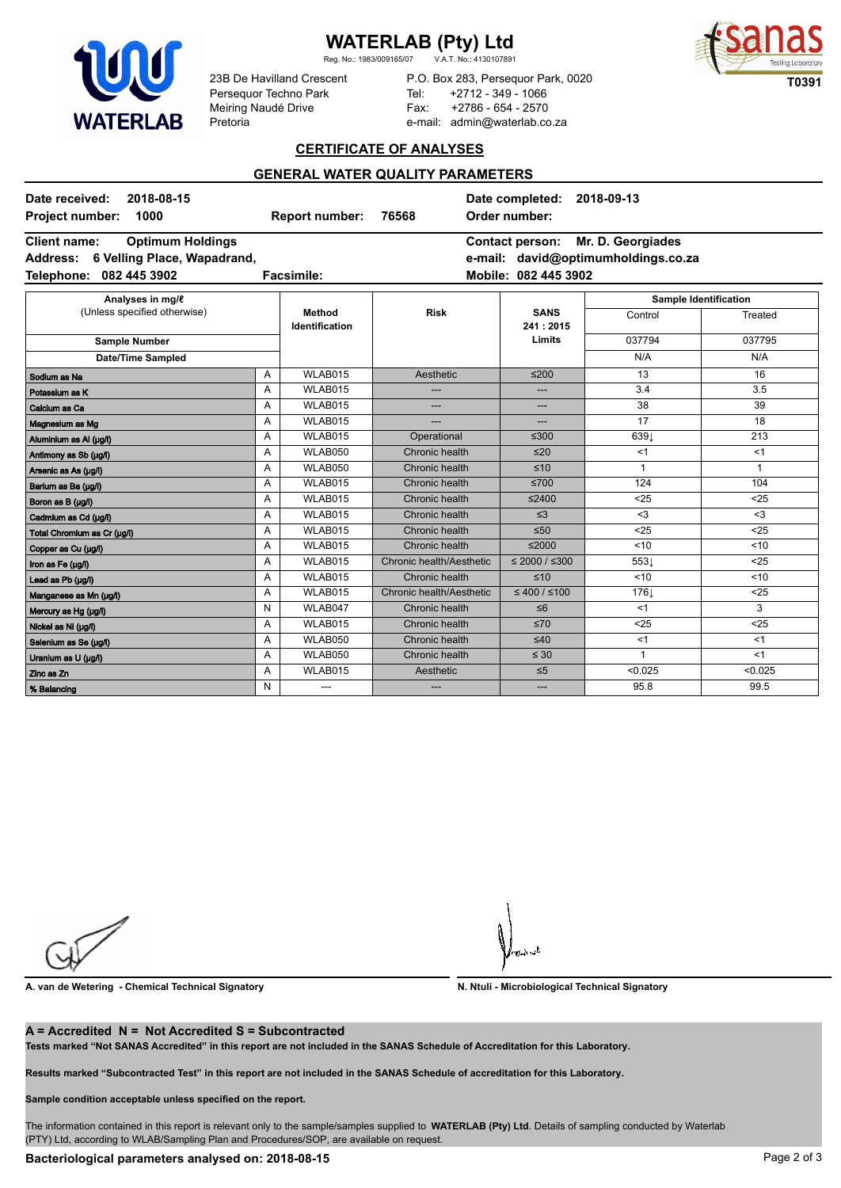# WATERLAB (Pty) Ltd

Reg. No.: 1983/009165/07 V.A.T. No.: 4130107891

23B De Havilland Crescent
Persequor Techno Park
Meiring Naudé Drive
Pretoria

P.O. Box 283, Persequor Park, 0020
Tel: +2712 - 349 - 1066
Fax: +2786 - 654 - 2570
e-mail: admin@waterlab.co.za

T0391

## CERTIFICATE OF ANALYSES

### GENERAL WATER QUALITY PARAMETERS

**Date received:** 2018-08-15
**Project number:** 1000
**Report number:** 76568
**Date completed:** 2018-09-13
**Order number:**

**Client name:** Optimum Holdings
**Address:** 6 Velling Place, Wapadrand,
**Telephone:** 082 445 3902
**Facsimile:**
**Contact person:** Mr. D. Georgiades
**e-mail:** david@optimumholdings.co.za
**Mobile:** 082 445 3902

| Analyses in mg/ℓ (Unless specified otherwise) | | Method Identification | Risk | SANS 241 : 2015 Limits | Sample Identification | |
|---|---|---|---|---|---|---|
| | | | | | Control | Treated |
| Sample Number | | | | | 037794 | 037795 |
| Date/Time Sampled | | | | | N/A | N/A |
| Sodium as Na | A | WLAB015 | Aesthetic | ≤200 | 13 | 16 |
| Potassium as K | A | WLAB015 | --- | --- | 3.4 | 3.5 |
| Calcium as Ca | A | WLAB015 | --- | --- | 38 | 39 |
| Magnesium as Mg | A | WLAB015 | --- | --- | 17 | 18 |
| Aluminium as Al (µg/l) | A | WLAB015 | Operational | ≤300 | 639↓ | 213 |
| Antimony as Sb (µg/l) | A | WLAB050 | Chronic health | ≤20 | <1 | <1 |
| Arsenic as As (µg/l) | A | WLAB050 | Chronic health | ≤10 | 1 | 1 |
| Barium as Ba (µg/l) | A | WLAB015 | Chronic health | ≤700 | 124 | 104 |
| Boron as B (µg/l) | A | WLAB015 | Chronic health | ≤2400 | <25 | <25 |
| Cadmium as Cd (µg/l) | A | WLAB015 | Chronic health | ≤3 | <3 | <3 |
| Total Chromium as Cr (µg/l) | A | WLAB015 | Chronic health | ≤50 | <25 | <25 |
| Copper as Cu (µg/l) | A | WLAB015 | Chronic health | ≤2000 | <10 | <10 |
| Iron as Fe (µg/l) | A | WLAB015 | Chronic health/Aesthetic | ≤ 2000 / ≤300 | 553↓ | <25 |
| Lead as Pb (µg/l) | A | WLAB015 | Chronic health | ≤10 | <10 | <10 |
| Manganese as Mn (µg/l) | A | WLAB015 | Chronic health/Aesthetic | ≤ 400 / ≤100 | 176↓ | <25 |
| Mercury as Hg (µg/l) | N | WLAB047 | Chronic health | ≤6 | <1 | 3 |
| Nickel as Ni (µg/l) | A | WLAB015 | Chronic health | ≤70 | <25 | <25 |
| Selenium as Se (µg/l) | A | WLAB050 | Chronic health | ≤40 | <1 | <1 |
| Uranium as U (µg/l) | A | WLAB050 | Chronic health | ≤ 30 | 1 | <1 |
| Zinc as Zn | A | WLAB015 | Aesthetic | ≤5 | <0.025 | <0.025 |
| % Balancing | N | --- | --- | --- | 95.8 | 99.5 |

A. van de Wetering - Chemical Technical Signatory

N. Ntuli - Microbiological Technical Signatory

**A = Accredited N = Not Accredited S = Subcontracted**

**Tests marked "Not SANAS Accredited" in this report are not included in the SANAS Schedule of Accreditation for this Laboratory.**

**Results marked "Subcontracted Test" in this report are not included in the SANAS Schedule of accreditation for this Laboratory.**

**Sample condition acceptable unless specified on the report.**

The information contained in this report is relevant only to the sample/samples supplied to **WATERLAB (Pty) Ltd**. Details of sampling conducted by Waterlab (PTY) Ltd, according to WLAB/Sampling Plan and Procedures/SOP, are available on request.

**Bacteriological parameters analysed on: 2018-08-15**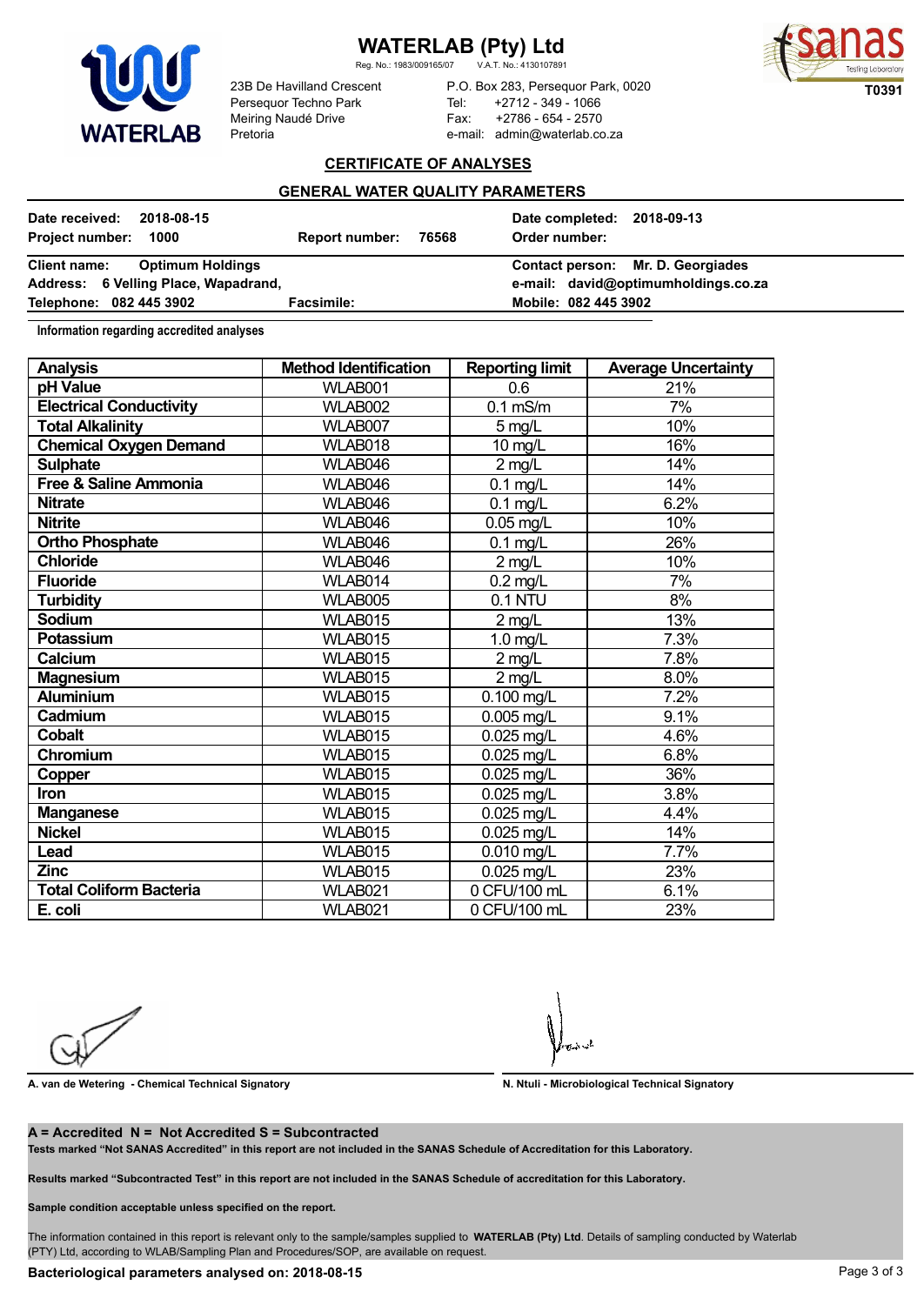# WATERLAB (Pty) Ltd

Reg. No.: 1983/009165/07 V.A.T. No.: 4130107891

23B De Havilland Crescent
Persequor Techno Park
Meiring Naudé Drive
Pretoria

P.O. Box 283, Persequor Park, 0020
Tel: +2712 - 349 - 1066
Fax: +2786 - 654 - 2570
e-mail: admin@waterlab.co.za

T0391

## CERTIFICATE OF ANALYSES

### GENERAL WATER QUALITY PARAMETERS

**Date received:** 2018-08-15
**Project number:** 1000
**Report number:** 76568
**Date completed:** 2018-09-13
**Order number:**

**Client name:** Optimum Holdings
**Address:** 6 Velling Place, Wapadrand,
**Telephone:** 082 445 3902
**Facsimile:**
**Contact person:** Mr. D. Georgiades
**e-mail:** david@optimumholdings.co.za
**Mobile:** 082 445 3902

**Information regarding accredited analyses**

| Analysis | Method Identification | Reporting limit | Average Uncertainty |
|---|---|---|---|
| **pH Value** | WLAB001 | 0.6 | 21% |
| **Electrical Conductivity** | WLAB002 | 0.1 mS/m | 7% |
| **Total Alkalinity** | WLAB007 | 5 mg/L | 10% |
| **Chemical Oxygen Demand** | WLAB018 | 10 mg/L | 16% |
| **Sulphate** | WLAB046 | 2 mg/L | 14% |
| **Free & Saline Ammonia** | WLAB046 | 0.1 mg/L | 14% |
| **Nitrate** | WLAB046 | 0.1 mg/L | 6.2% |
| **Nitrite** | WLAB046 | 0.05 mg/L | 10% |
| **Ortho Phosphate** | WLAB046 | 0.1 mg/L | 26% |
| **Chloride** | WLAB046 | 2 mg/L | 10% |
| **Fluoride** | WLAB014 | 0.2 mg/L | 7% |
| **Turbidity** | WLAB005 | 0.1 NTU | 8% |
| **Sodium** | WLAB015 | 2 mg/L | 13% |
| **Potassium** | WLAB015 | 1.0 mg/L | 7.3% |
| **Calcium** | WLAB015 | 2 mg/L | 7.8% |
| **Magnesium** | WLAB015 | 2 mg/L | 8.0% |
| **Aluminium** | WLAB015 | 0.100 mg/L | 7.2% |
| **Cadmium** | WLAB015 | 0.005 mg/L | 9.1% |
| **Cobalt** | WLAB015 | 0.025 mg/L | 4.6% |
| **Chromium** | WLAB015 | 0.025 mg/L | 6.8% |
| **Copper** | WLAB015 | 0.025 mg/L | 36% |
| **Iron** | WLAB015 | 0.025 mg/L | 3.8% |
| **Manganese** | WLAB015 | 0.025 mg/L | 4.4% |
| **Nickel** | WLAB015 | 0.025 mg/L | 14% |
| **Lead** | WLAB015 | 0.010 mg/L | 7.7% |
| **Zinc** | WLAB015 | 0.025 mg/L | 23% |
| **Total Coliform Bacteria** | WLAB021 | 0 CFU/100 mL | 6.1% |
| **E. coli** | WLAB021 | 0 CFU/100 mL | 23% |

**A. van de Wetering - Chemical Technical Signatory**

**N. Ntuli - Microbiological Technical Signatory**

**A = Accredited N = Not Accredited S = Subcontracted**

**Tests marked "Not SANAS Accredited" in this report are not included in the SANAS Schedule of Accreditation for this Laboratory.**

**Results marked "Subcontracted Test" in this report are not included in the SANAS Schedule of accreditation for this Laboratory.**

**Sample condition acceptable unless specified on the report.**

The information contained in this report is relevant only to the sample/samples supplied to **WATERLAB (Pty) Ltd**. Details of sampling conducted by Waterlab (PTY) Ltd, according to WLAB/Sampling Plan and Procedures/SOP, are available on request.

**Bacteriological parameters analysed on: 2018-08-15**